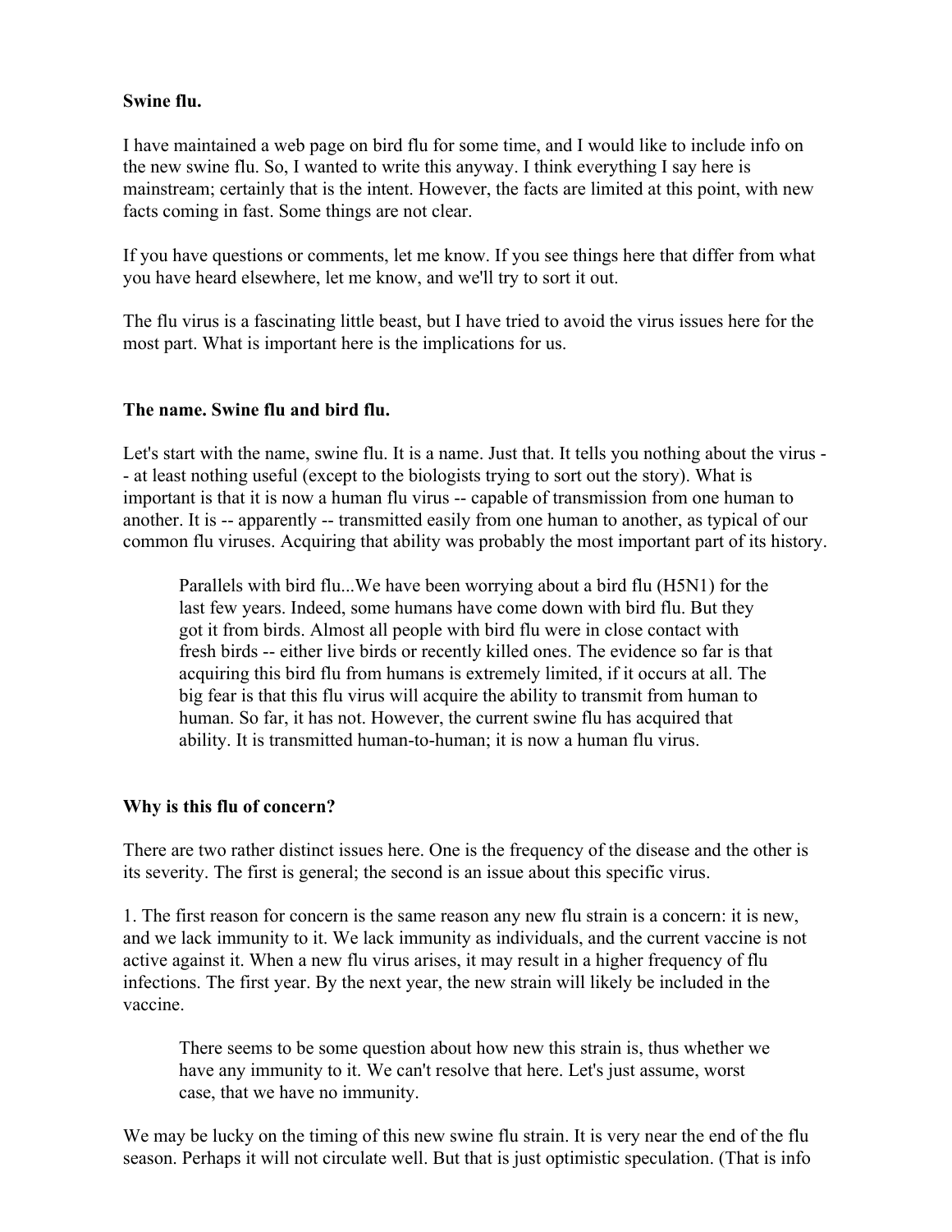**Swine flu.**

I have maintained a web page on bird flu for some time, and I would like to include info on the new swine flu. So, I wanted to write this anyway. I think everything I say here is mainstream; certainly that is the intent. However, the facts are limited at this point, with new facts coming in fast. Some things are not clear.

If you have questions or comments, let me know. If you see things here that differ from what you have heard elsewhere, let me know, and we'll try to sort it out.

The flu virus is a fascinating little beast, but I have tried to avoid the virus issues here for the most part. What is important here is the implications for us.

**The name. Swine flu and bird flu.**

Let's start with the name, swine flu. It is a name. Just that. It tells you nothing about the virus -- at least nothing useful (except to the biologists trying to sort out the story). What is important is that it is now a human flu virus -- capable of transmission from one human to another. It is -- apparently -- transmitted easily from one human to another, as typical of our common flu viruses. Acquiring that ability was probably the most important part of its history.

> Parallels with bird flu...We have been worrying about a bird flu (H5N1) for the last few years. Indeed, some humans have come down with bird flu. But they got it from birds. Almost all people with bird flu were in close contact with fresh birds -- either live birds or recently killed ones. The evidence so far is that acquiring this bird flu from humans is extremely limited, if it occurs at all. The big fear is that this flu virus will acquire the ability to transmit from human to human. So far, it has not. However, the current swine flu has acquired that ability. It is transmitted human-to-human; it is now a human flu virus.

**Why is this flu of concern?**

There are two rather distinct issues here. One is the frequency of the disease and the other is its severity. The first is general; the second is an issue about this specific virus.

1. The first reason for concern is the same reason any new flu strain is a concern: it is new, and we lack immunity to it. We lack immunity as individuals, and the current vaccine is not active against it. When a new flu virus arises, it may result in a higher frequency of flu infections. The first year. By the next year, the new strain will likely be included in the vaccine.

> There seems to be some question about how new this strain is, thus whether we have any immunity to it. We can't resolve that here. Let's just assume, worst case, that we have no immunity.

We may be lucky on the timing of this new swine flu strain. It is very near the end of the flu season. Perhaps it will not circulate well. But that is just optimistic speculation. (That is info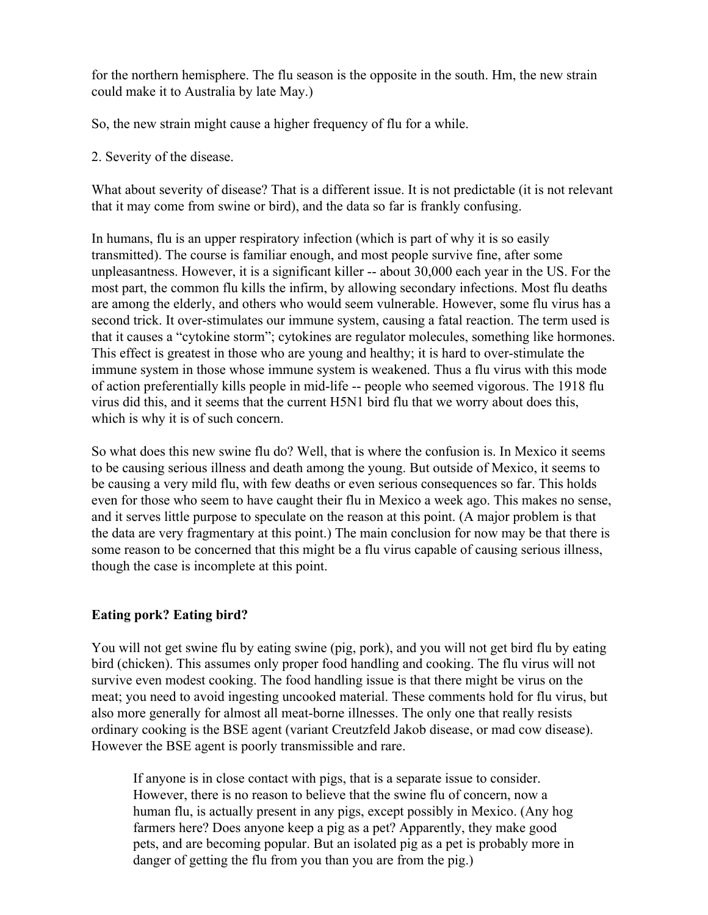for the northern hemisphere. The flu season is the opposite in the south. Hm, the new strain could make it to Australia by late May.)

So, the new strain might cause a higher frequency of flu for a while.

2. Severity of the disease.

What about severity of disease? That is a different issue. It is not predictable (it is not relevant that it may come from swine or bird), and the data so far is frankly confusing.

In humans, flu is an upper respiratory infection (which is part of why it is so easily transmitted). The course is familiar enough, and most people survive fine, after some unpleasantness. However, it is a significant killer -- about 30,000 each year in the US. For the most part, the common flu kills the infirm, by allowing secondary infections. Most flu deaths are among the elderly, and others who would seem vulnerable. However, some flu virus has a second trick. It over-stimulates our immune system, causing a fatal reaction. The term used is that it causes a "cytokine storm"; cytokines are regulator molecules, something like hormones. This effect is greatest in those who are young and healthy; it is hard to over-stimulate the immune system in those whose immune system is weakened. Thus a flu virus with this mode of action preferentially kills people in mid-life -- people who seemed vigorous. The 1918 flu virus did this, and it seems that the current H5N1 bird flu that we worry about does this, which is why it is of such concern.

So what does this new swine flu do? Well, that is where the confusion is. In Mexico it seems to be causing serious illness and death among the young. But outside of Mexico, it seems to be causing a very mild flu, with few deaths or even serious consequences so far. This holds even for those who seem to have caught their flu in Mexico a week ago. This makes no sense, and it serves little purpose to speculate on the reason at this point. (A major problem is that the data are very fragmentary at this point.) The main conclusion for now may be that there is some reason to be concerned that this might be a flu virus capable of causing serious illness, though the case is incomplete at this point.

**Eating pork? Eating bird?**

You will not get swine flu by eating swine (pig, pork), and you will not get bird flu by eating bird (chicken). This assumes only proper food handling and cooking. The flu virus will not survive even modest cooking. The food handling issue is that there might be virus on the meat; you need to avoid ingesting uncooked material. These comments hold for flu virus, but also more generally for almost all meat-borne illnesses. The only one that really resists ordinary cooking is the BSE agent (variant Creutzfeld Jakob disease, or mad cow disease). However the BSE agent is poorly transmissible and rare.

> If anyone is in close contact with pigs, that is a separate issue to consider. However, there is no reason to believe that the swine flu of concern, now a human flu, is actually present in any pigs, except possibly in Mexico. (Any hog farmers here? Does anyone keep a pig as a pet? Apparently, they make good pets, and are becoming popular. But an isolated pig as a pet is probably more in danger of getting the flu from you than you are from the pig.)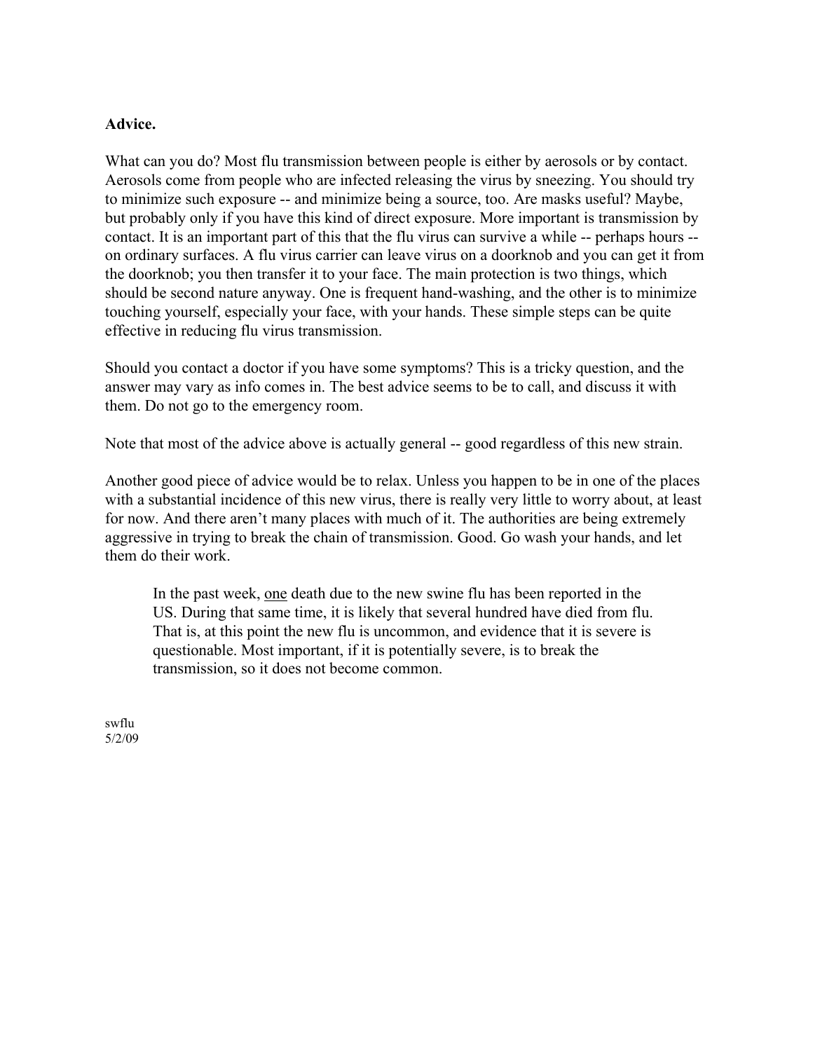**Advice.**

What can you do? Most flu transmission between people is either by aerosols or by contact. Aerosols come from people who are infected releasing the virus by sneezing. You should try to minimize such exposure -- and minimize being a source, too. Are masks useful? Maybe, but probably only if you have this kind of direct exposure. More important is transmission by contact. It is an important part of this that the flu virus can survive a while -- perhaps hours -- on ordinary surfaces. A flu virus carrier can leave virus on a doorknob and you can get it from the doorknob; you then transfer it to your face. The main protection is two things, which should be second nature anyway. One is frequent hand-washing, and the other is to minimize touching yourself, especially your face, with your hands. These simple steps can be quite effective in reducing flu virus transmission.

Should you contact a doctor if you have some symptoms? This is a tricky question, and the answer may vary as info comes in. The best advice seems to be to call, and discuss it with them. Do not go to the emergency room.

Note that most of the advice above is actually general -- good regardless of this new strain.

Another good piece of advice would be to relax. Unless you happen to be in one of the places with a substantial incidence of this new virus, there is really very little to worry about, at least for now. And there aren't many places with much of it. The authorities are being extremely aggressive in trying to break the chain of transmission. Good. Go wash your hands, and let them do their work.

> In the past week, <u>one</u> death due to the new swine flu has been reported in the US. During that same time, it is likely that several hundred have died from flu. That is, at this point the new flu is uncommon, and evidence that it is severe is questionable. Most important, if it is potentially severe, is to break the transmission, so it does not become common.

swflu
5/2/09